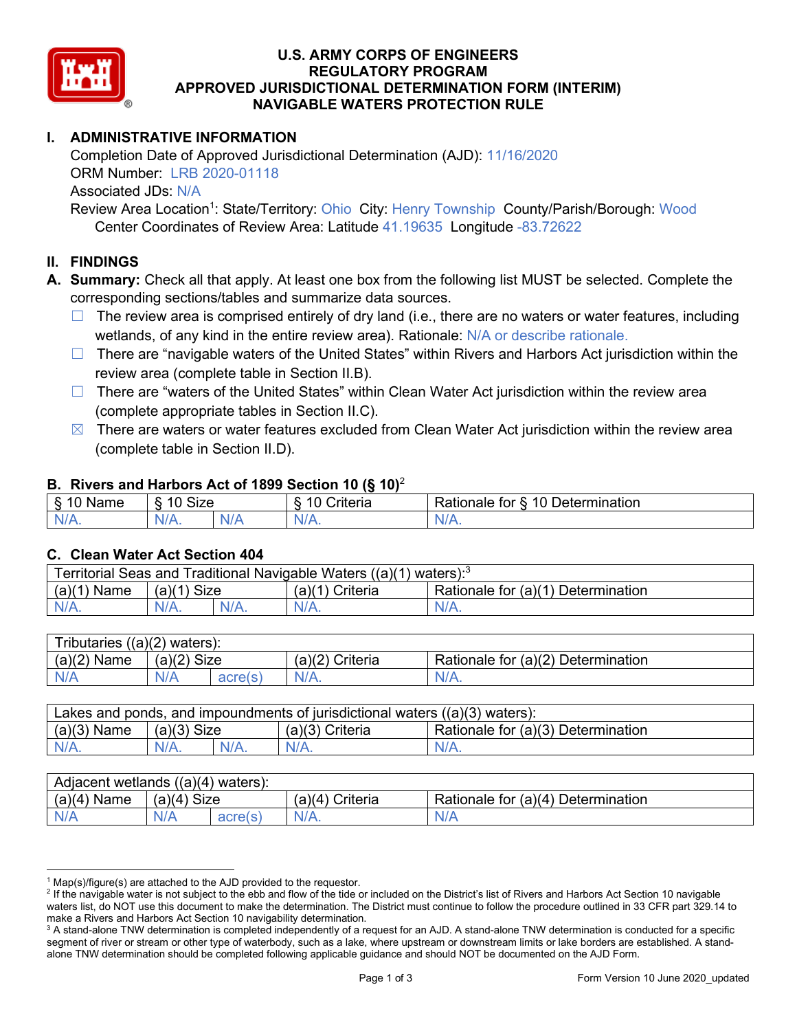# U.S. ARMY CORPS OF ENGINEERS
# REGULATORY PROGRAM
# APPROVED JURISDICTIONAL DETERMINATION FORM (INTERIM)
# NAVIGABLE WATERS PROTECTION RULE

## I. ADMINISTRATIVE INFORMATION

Completion Date of Approved Jurisdictional Determination (AJD): 11/16/2020
ORM Number: LRB 2020-01118
Associated JDs: N/A
Review Area Location[1]: State/Territory: Ohio City: Henry Township County/Parish/Borough: Wood
Center Coordinates of Review Area: Latitude 41.19635 Longitude -83.72622

## II. FINDINGS

**A. Summary:** Check all that apply. At least one box from the following list MUST be selected. Complete the corresponding sections/tables and summarize data sources.

- ☐ The review area is comprised entirely of dry land (i.e., there are no waters or water features, including wetlands, of any kind in the entire review area). Rationale: N/A or describe rationale.
- ☐ There are "navigable waters of the United States" within Rivers and Harbors Act jurisdiction within the review area (complete table in Section II.B).
- ☐ There are "waters of the United States" within Clean Water Act jurisdiction within the review area (complete appropriate tables in Section II.C).
- ☒ There are waters or water features excluded from Clean Water Act jurisdiction within the review area (complete table in Section II.D).

### B. Rivers and Harbors Act of 1899 Section 10 (§ 10)[2]

| § 10 Name | § 10 Size | | § 10 Criteria | Rationale for § 10 Determination |
|---|---|---|---|---|
| N/A. | N/A. | N/A | N/A. | N/A. |

### C. Clean Water Act Section 404

| Territorial Seas and Traditional Navigable Waters ((a)(1) waters):[3] | | | | |
|---|---|---|---|---|
| (a)(1) Name | (a)(1) Size | | (a)(1) Criteria | Rationale for (a)(1) Determination |
| N/A. | N/A. | N/A. | N/A. | N/A. |

| Tributaries ((a)(2) waters): | | | | |
|---|---|---|---|---|
| (a)(2) Name | (a)(2) Size | | (a)(2) Criteria | Rationale for (a)(2) Determination |
| N/A | N/A | acre(s) | N/A. | N/A. |

| Lakes and ponds, and impoundments of jurisdictional waters ((a)(3) waters): | | | | |
|---|---|---|---|---|
| (a)(3) Name | (a)(3) Size | | (a)(3) Criteria | Rationale for (a)(3) Determination |
| N/A. | N/A. | N/A. | N/A. | N/A. |

| Adjacent wetlands ((a)(4) waters): | | | | |
|---|---|---|---|---|
| (a)(4) Name | (a)(4) Size | | (a)(4) Criteria | Rationale for (a)(4) Determination |
| N/A | N/A | acre(s) | N/A. | N/A |

---

[1] Map(s)/figure(s) are attached to the AJD provided to the requestor.
[2] If the navigable water is not subject to the ebb and flow of the tide or included on the District's list of Rivers and Harbors Act Section 10 navigable waters list, do NOT use this document to make the determination. The District must continue to follow the procedure outlined in 33 CFR part 329.14 to make a Rivers and Harbors Act Section 10 navigability determination.
[3] A stand-alone TNW determination is completed independently of a request for an AJD. A stand-alone TNW determination is conducted for a specific segment of river or stream or other type of waterbody, such as a lake, where upstream or downstream limits or lake borders are established. A stand-alone TNW determination should be completed following applicable guidance and should NOT be documented on the AJD Form.

Form Version 10 June 2020_updated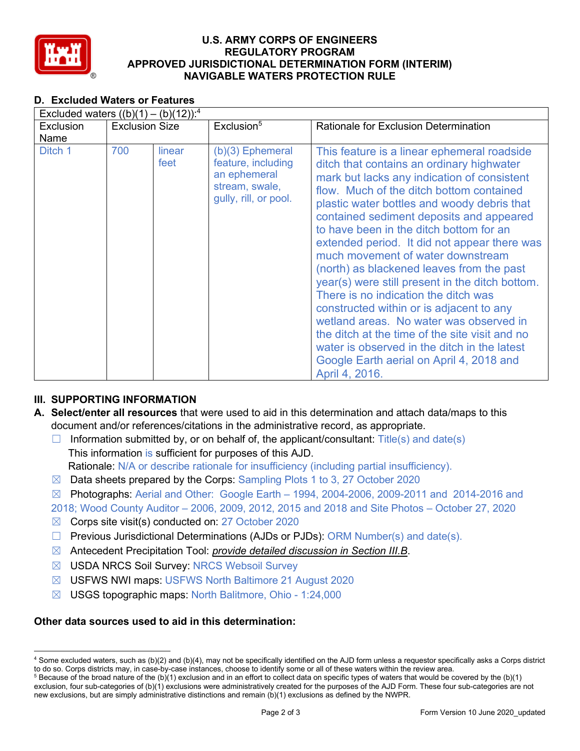# U.S. ARMY CORPS OF ENGINEERS
# REGULATORY PROGRAM
# APPROVED JURISDICTIONAL DETERMINATION FORM (INTERIM)
# NAVIGABLE WATERS PROTECTION RULE

## D. Excluded Waters or Features

| Excluded waters ((b)(1) – (b)(12)):[4] | | | | |
|---|---|---|---|---|
| Exclusion Name | Exclusion Size | | Exclusion[5] | Rationale for Exclusion Determination |
| Ditch 1 | 700 | linear feet | (b)(3) Ephemeral feature, including an ephemeral stream, swale, gully, rill, or pool. | This feature is a linear ephemeral roadside ditch that contains an ordinary highwater mark but lacks any indication of consistent flow. Much of the ditch bottom contained plastic water bottles and woody debris that contained sediment deposits and appeared to have been in the ditch bottom for an extended period. It did not appear there was much movement of water downstream (north) as blackened leaves from the past year(s) were still present in the ditch bottom. There is no indication the ditch was constructed within or is adjacent to any wetland areas. No water was observed in the ditch at the time of the site visit and no water is observed in the ditch in the latest Google Earth aerial on April 4, 2018 and April 4, 2016. |

## III. SUPPORTING INFORMATION

**A. Select/enter all resources** that were used to aid in this determination and attach data/maps to this document and/or references/citations in the administrative record, as appropriate.

- ☐ Information submitted by, or on behalf of, the applicant/consultant: Title(s) and date(s)
  This information is sufficient for purposes of this AJD.
  Rationale: N/A or describe rationale for insufficiency (including partial insufficiency).
- ☒ Data sheets prepared by the Corps: Sampling Plots 1 to 3, 27 October 2020
- ☒ Photographs: Aerial and Other: Google Earth – 1994, 2004-2006, 2009-2011 and 2014-2016 and 2018; Wood County Auditor – 2006, 2009, 2012, 2015 and 2018 and Site Photos – October 27, 2020
- ☒ Corps site visit(s) conducted on: 27 October 2020
- ☐ Previous Jurisdictional Determinations (AJDs or PJDs): ORM Number(s) and date(s).
- ☒ Antecedent Precipitation Tool: *provide detailed discussion in Section III.B*.
- ☒ USDA NRCS Soil Survey: NRCS Websoil Survey
- ☒ USFWS NWI maps: USFWS North Baltimore 21 August 2020
- ☒ USGS topographic maps: North Balitmore, Ohio - 1:24,000

**Other data sources used to aid in this determination:**

---

[4] Some excluded waters, such as (b)(2) and (b)(4), may not be specifically identified on the AJD form unless a requestor specifically asks a Corps district to do so. Corps districts may, in case-by-case instances, choose to identify some or all of these waters within the review area.

[5] Because of the broad nature of the (b)(1) exclusion and in an effort to collect data on specific types of waters that would be covered by the (b)(1) exclusion, four sub-categories of (b)(1) exclusions were administratively created for the purposes of the AJD Form. These four sub-categories are not new exclusions, but are simply administrative distinctions and remain (b)(1) exclusions as defined by the NWPR.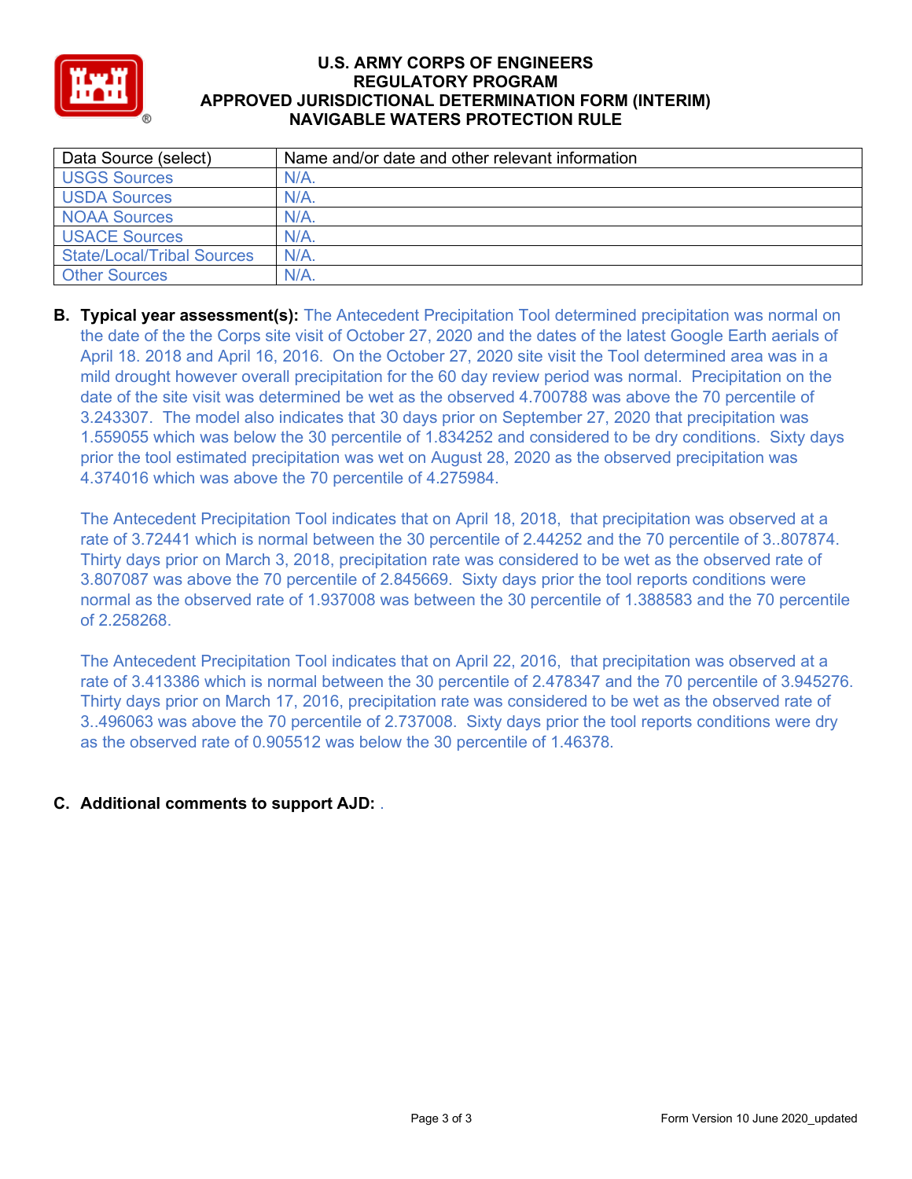# U.S. ARMY CORPS OF ENGINEERS
# REGULATORY PROGRAM
# APPROVED JURISDICTIONAL DETERMINATION FORM (INTERIM)
# NAVIGABLE WATERS PROTECTION RULE

| Data Source (select) | Name and/or date and other relevant information |
|---|---|
| USGS Sources | N/A. |
| USDA Sources | N/A. |
| NOAA Sources | N/A. |
| USACE Sources | N/A. |
| State/Local/Tribal Sources | N/A. |
| Other Sources | N/A. |

**B. Typical year assessment(s):** The Antecedent Precipitation Tool determined precipitation was normal on the date of the the Corps site visit of October 27, 2020 and the dates of the latest Google Earth aerials of April 18. 2018 and April 16, 2016. On the October 27, 2020 site visit the Tool determined area was in a mild drought however overall precipitation for the 60 day review period was normal. Precipitation on the date of the site visit was determined be wet as the observed 4.700788 was above the 70 percentile of 3.243307. The model also indicates that 30 days prior on September 27, 2020 that precipitation was 1.559055 which was below the 30 percentile of 1.834252 and considered to be dry conditions. Sixty days prior the tool estimated precipitation was wet on August 28, 2020 as the observed precipitation was 4.374016 which was above the 70 percentile of 4.275984.

The Antecedent Precipitation Tool indicates that on April 18, 2018, that precipitation was observed at a rate of 3.72441 which is normal between the 30 percentile of 2.44252 and the 70 percentile of 3..807874. Thirty days prior on March 3, 2018, precipitation rate was considered to be wet as the observed rate of 3.807087 was above the 70 percentile of 2.845669. Sixty days prior the tool reports conditions were normal as the observed rate of 1.937008 was between the 30 percentile of 1.388583 and the 70 percentile of 2.258268.

The Antecedent Precipitation Tool indicates that on April 22, 2016, that precipitation was observed at a rate of 3.413386 which is normal between the 30 percentile of 2.478347 and the 70 percentile of 3.945276. Thirty days prior on March 17, 2016, precipitation rate was considered to be wet as the observed rate of 3..496063 was above the 70 percentile of 2.737008. Sixty days prior the tool reports conditions were dry as the observed rate of 0.905512 was below the 30 percentile of 1.46378.

**C. Additional comments to support AJD:** .

Form Version 10 June 2020_updated